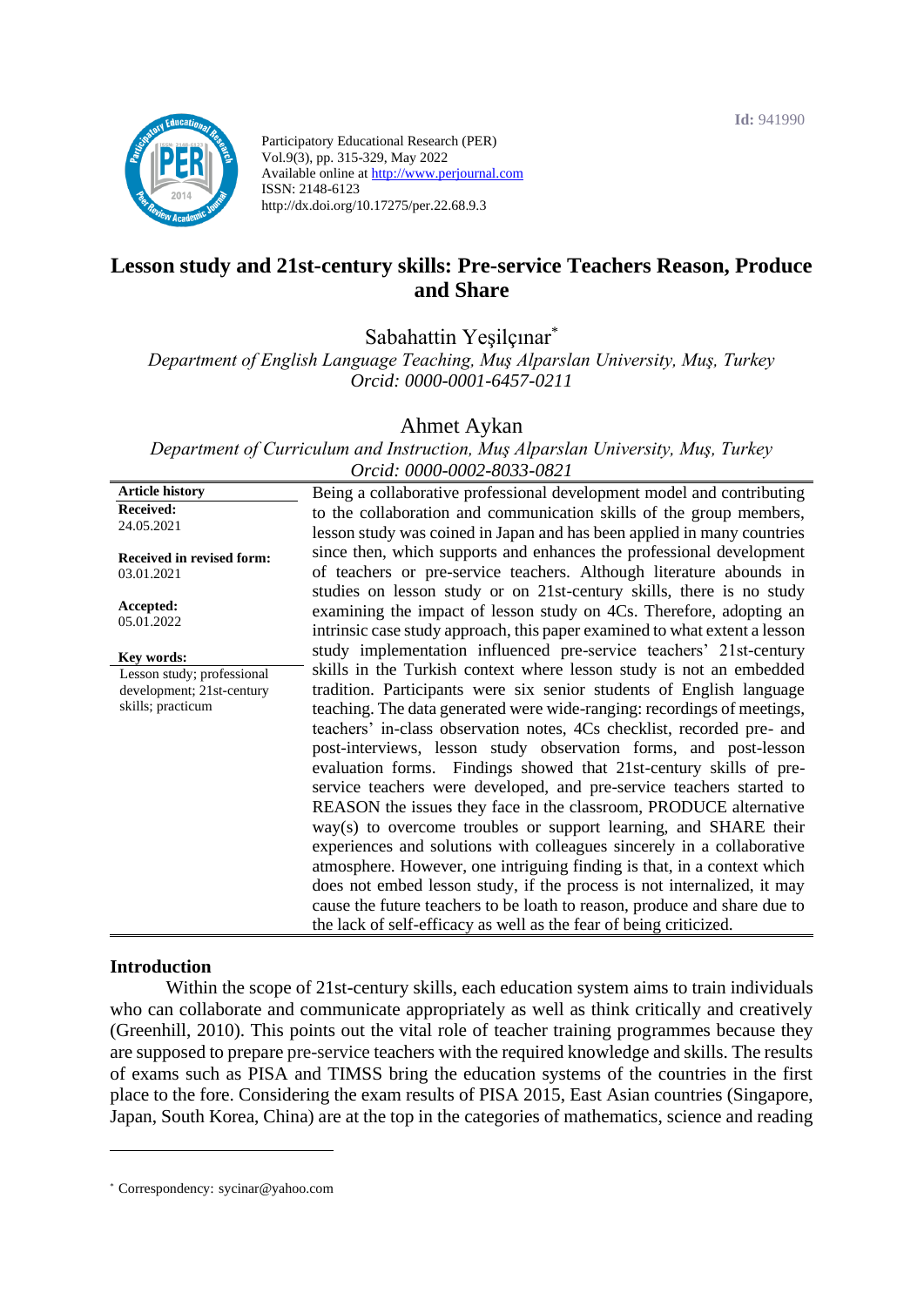Id: 941990

Participatory Educational Research (PER)
Vol.9(3), pp. 315-329, May 2022
Available online at http://www.perjournal.com
ISSN: 2148-6123
http://dx.doi.org/10.17275/per.22.68.9.3

# Lesson study and 21st-century skills: Pre-service Teachers Reason, Produce and Share

Sabahattin Yeşilçınar*
*Department of English Language Teaching, Muş Alparslan University, Muş, Turkey*
*Orcid: 0000-0001-6457-0211*

Ahmet Aykan
*Department of Curriculum and Instruction, Muş Alparslan University, Muş, Turkey*
*Orcid: 0000-0002-8033-0821*

**Article history**
**Received:** 24.05.2021
**Received in revised form:** 03.01.2021
**Accepted:** 05.01.2022

**Key words:**
Lesson study; professional development; 21st-century skills; practicum

Being a collaborative professional development model and contributing to the collaboration and communication skills of the group members, lesson study was coined in Japan and has been applied in many countries since then, which supports and enhances the professional development of teachers or pre-service teachers. Although literature abounds in studies on lesson study or on 21st-century skills, there is no study examining the impact of lesson study on 4Cs. Therefore, adopting an intrinsic case study approach, this paper examined to what extent a lesson study implementation influenced pre-service teachers' 21st-century skills in the Turkish context where lesson study is not an embedded tradition. Participants were six senior students of English language teaching. The data generated were wide-ranging: recordings of meetings, teachers' in-class observation notes, 4Cs checklist, recorded pre- and post-interviews, lesson study observation forms, and post-lesson evaluation forms. Findings showed that 21st-century skills of pre-service teachers were developed, and pre-service teachers started to REASON the issues they face in the classroom, PRODUCE alternative way(s) to overcome troubles or support learning, and SHARE their experiences and solutions with colleagues sincerely in a collaborative atmosphere. However, one intriguing finding is that, in a context which does not embed lesson study, if the process is not internalized, it may cause the future teachers to be loath to reason, produce and share due to the lack of self-efficacy as well as the fear of being criticized.

## Introduction

Within the scope of 21st-century skills, each education system aims to train individuals who can collaborate and communicate appropriately as well as think critically and creatively (Greenhill, 2010). This points out the vital role of teacher training programmes because they are supposed to prepare pre-service teachers with the required knowledge and skills. The results of exams such as PISA and TIMSS bring the education systems of the countries in the first place to the fore. Considering the exam results of PISA 2015, East Asian countries (Singapore, Japan, South Korea, China) are at the top in the categories of mathematics, science and reading

* Correspondency: sycinar@yahoo.com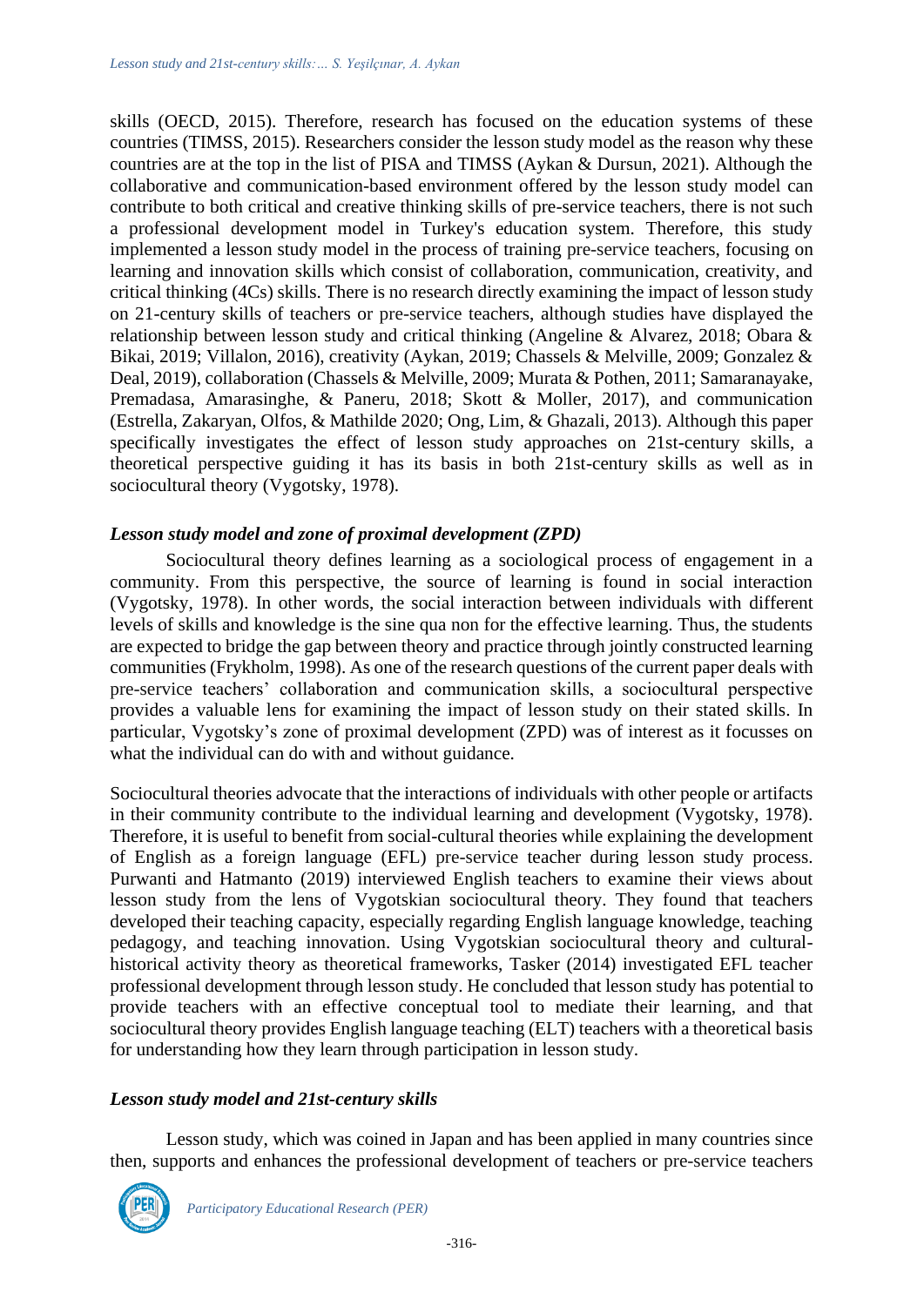skills (OECD, 2015). Therefore, research has focused on the education systems of these countries (TIMSS, 2015). Researchers consider the lesson study model as the reason why these countries are at the top in the list of PISA and TIMSS (Aykan & Dursun, 2021). Although the collaborative and communication-based environment offered by the lesson study model can contribute to both critical and creative thinking skills of pre-service teachers, there is not such a professional development model in Turkey's education system. Therefore, this study implemented a lesson study model in the process of training pre-service teachers, focusing on learning and innovation skills which consist of collaboration, communication, creativity, and critical thinking (4Cs) skills. There is no research directly examining the impact of lesson study on 21-century skills of teachers or pre-service teachers, although studies have displayed the relationship between lesson study and critical thinking (Angeline & Alvarez, 2018; Obara & Bikai, 2019; Villalon, 2016), creativity (Aykan, 2019; Chassels & Melville, 2009; Gonzalez & Deal, 2019), collaboration (Chassels & Melville, 2009; Murata & Pothen, 2011; Samaranayake, Premadasa, Amarasinghe, & Paneru, 2018; Skott & Moller, 2017), and communication (Estrella, Zakaryan, Olfos, & Mathilde 2020; Ong, Lim, & Ghazali, 2013). Although this paper specifically investigates the effect of lesson study approaches on 21st-century skills, a theoretical perspective guiding it has its basis in both 21st-century skills as well as in sociocultural theory (Vygotsky, 1978).

### *Lesson study model and zone of proximal development (ZPD)*

Sociocultural theory defines learning as a sociological process of engagement in a community. From this perspective, the source of learning is found in social interaction (Vygotsky, 1978). In other words, the social interaction between individuals with different levels of skills and knowledge is the sine qua non for the effective learning. Thus, the students are expected to bridge the gap between theory and practice through jointly constructed learning communities (Frykholm, 1998). As one of the research questions of the current paper deals with pre-service teachers' collaboration and communication skills, a sociocultural perspective provides a valuable lens for examining the impact of lesson study on their stated skills. In particular, Vygotsky's zone of proximal development (ZPD) was of interest as it focusses on what the individual can do with and without guidance.

Sociocultural theories advocate that the interactions of individuals with other people or artifacts in their community contribute to the individual learning and development (Vygotsky, 1978). Therefore, it is useful to benefit from social-cultural theories while explaining the development of English as a foreign language (EFL) pre-service teacher during lesson study process. Purwanti and Hatmanto (2019) interviewed English teachers to examine their views about lesson study from the lens of Vygotskian sociocultural theory. They found that teachers developed their teaching capacity, especially regarding English language knowledge, teaching pedagogy, and teaching innovation. Using Vygotskian sociocultural theory and cultural-historical activity theory as theoretical frameworks, Tasker (2014) investigated EFL teacher professional development through lesson study. He concluded that lesson study has potential to provide teachers with an effective conceptual tool to mediate their learning, and that sociocultural theory provides English language teaching (ELT) teachers with a theoretical basis for understanding how they learn through participation in lesson study.

### *Lesson study model and 21st-century skills*

Lesson study, which was coined in Japan and has been applied in many countries since then, supports and enhances the professional development of teachers or pre-service teachers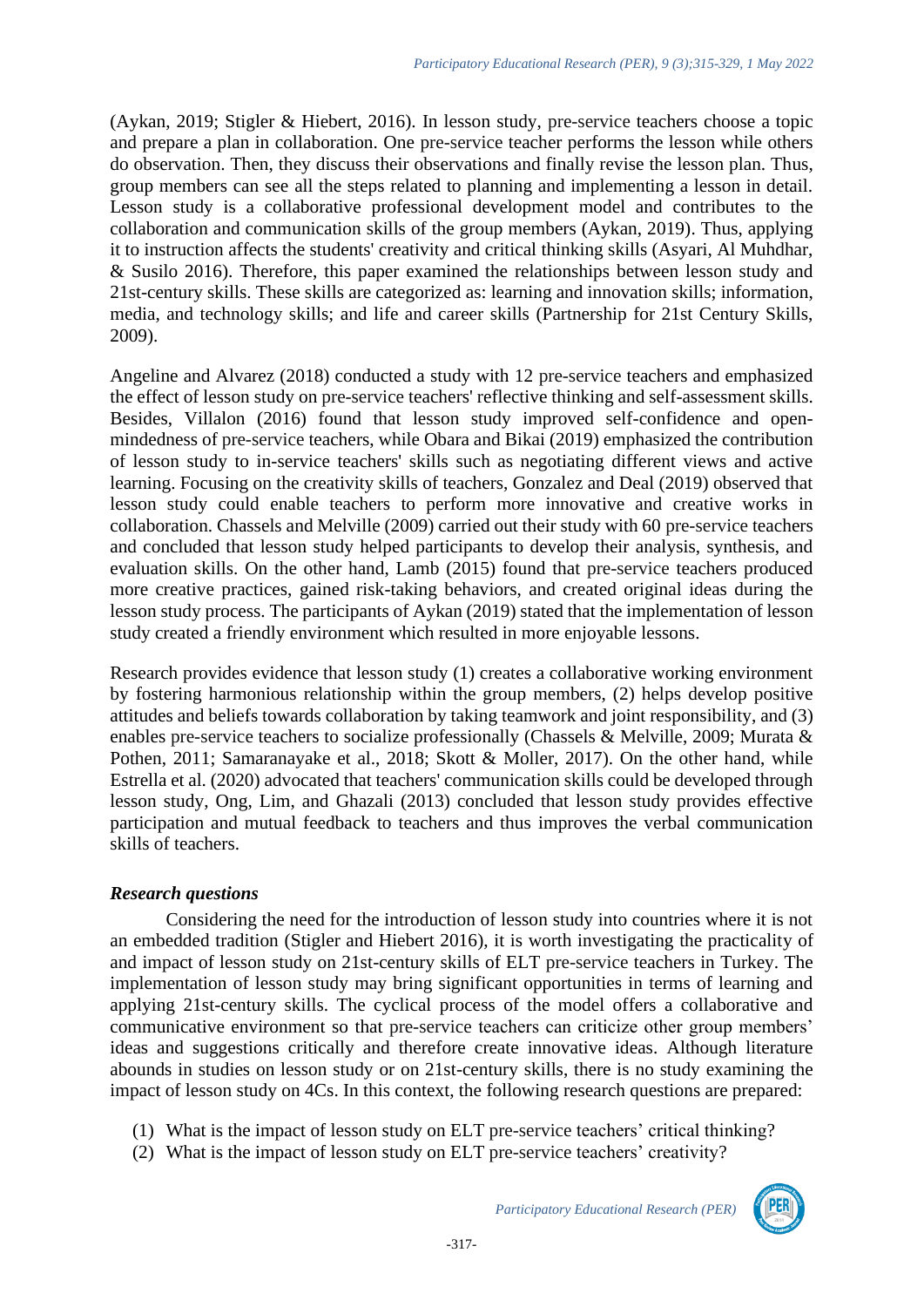(Aykan, 2019; Stigler & Hiebert, 2016). In lesson study, pre-service teachers choose a topic and prepare a plan in collaboration. One pre-service teacher performs the lesson while others do observation. Then, they discuss their observations and finally revise the lesson plan. Thus, group members can see all the steps related to planning and implementing a lesson in detail. Lesson study is a collaborative professional development model and contributes to the collaboration and communication skills of the group members (Aykan, 2019). Thus, applying it to instruction affects the students' creativity and critical thinking skills (Asyari, Al Muhdhar, & Susilo 2016). Therefore, this paper examined the relationships between lesson study and 21st-century skills. These skills are categorized as: learning and innovation skills; information, media, and technology skills; and life and career skills (Partnership for 21st Century Skills, 2009).

Angeline and Alvarez (2018) conducted a study with 12 pre-service teachers and emphasized the effect of lesson study on pre-service teachers' reflective thinking and self-assessment skills. Besides, Villalon (2016) found that lesson study improved self-confidence and open-mindedness of pre-service teachers, while Obara and Bikai (2019) emphasized the contribution of lesson study to in-service teachers' skills such as negotiating different views and active learning. Focusing on the creativity skills of teachers, Gonzalez and Deal (2019) observed that lesson study could enable teachers to perform more innovative and creative works in collaboration. Chassels and Melville (2009) carried out their study with 60 pre-service teachers and concluded that lesson study helped participants to develop their analysis, synthesis, and evaluation skills. On the other hand, Lamb (2015) found that pre-service teachers produced more creative practices, gained risk-taking behaviors, and created original ideas during the lesson study process. The participants of Aykan (2019) stated that the implementation of lesson study created a friendly environment which resulted in more enjoyable lessons.

Research provides evidence that lesson study (1) creates a collaborative working environment by fostering harmonious relationship within the group members, (2) helps develop positive attitudes and beliefs towards collaboration by taking teamwork and joint responsibility, and (3) enables pre-service teachers to socialize professionally (Chassels & Melville, 2009; Murata & Pothen, 2011; Samaranayake et al., 2018; Skott & Moller, 2017). On the other hand, while Estrella et al. (2020) advocated that teachers' communication skills could be developed through lesson study, Ong, Lim, and Ghazali (2013) concluded that lesson study provides effective participation and mutual feedback to teachers and thus improves the verbal communication skills of teachers.

### *Research questions*

Considering the need for the introduction of lesson study into countries where it is not an embedded tradition (Stigler and Hiebert 2016), it is worth investigating the practicality of and impact of lesson study on 21st-century skills of ELT pre-service teachers in Turkey. The implementation of lesson study may bring significant opportunities in terms of learning and applying 21st-century skills. The cyclical process of the model offers a collaborative and communicative environment so that pre-service teachers can criticize other group members' ideas and suggestions critically and therefore create innovative ideas. Although literature abounds in studies on lesson study or on 21st-century skills, there is no study examining the impact of lesson study on 4Cs. In this context, the following research questions are prepared:

(1) What is the impact of lesson study on ELT pre-service teachers' critical thinking?
(2) What is the impact of lesson study on ELT pre-service teachers' creativity?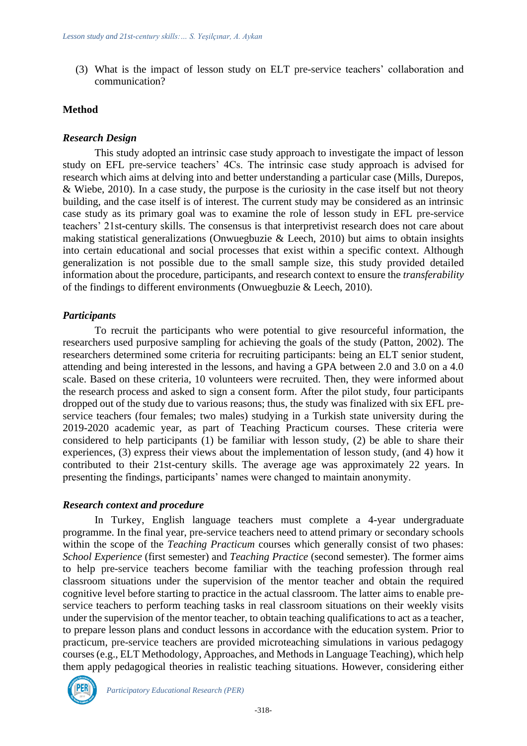(3) What is the impact of lesson study on ELT pre-service teachers' collaboration and communication?

## Method

### *Research Design*

This study adopted an intrinsic case study approach to investigate the impact of lesson study on EFL pre-service teachers' 4Cs. The intrinsic case study approach is advised for research which aims at delving into and better understanding a particular case (Mills, Durepos, & Wiebe, 2010). In a case study, the purpose is the curiosity in the case itself but not theory building, and the case itself is of interest. The current study may be considered as an intrinsic case study as its primary goal was to examine the role of lesson study in EFL pre-service teachers' 21st-century skills. The consensus is that interpretivist research does not care about making statistical generalizations (Onwuegbuzie & Leech, 2010) but aims to obtain insights into certain educational and social processes that exist within a specific context. Although generalization is not possible due to the small sample size, this study provided detailed information about the procedure, participants, and research context to ensure the *transferability* of the findings to different environments (Onwuegbuzie & Leech, 2010).

### *Participants*

To recruit the participants who were potential to give resourceful information, the researchers used purposive sampling for achieving the goals of the study (Patton, 2002). The researchers determined some criteria for recruiting participants: being an ELT senior student, attending and being interested in the lessons, and having a GPA between 2.0 and 3.0 on a 4.0 scale. Based on these criteria, 10 volunteers were recruited. Then, they were informed about the research process and asked to sign a consent form. After the pilot study, four participants dropped out of the study due to various reasons; thus, the study was finalized with six EFL pre-service teachers (four females; two males) studying in a Turkish state university during the 2019-2020 academic year, as part of Teaching Practicum courses. These criteria were considered to help participants (1) be familiar with lesson study, (2) be able to share their experiences, (3) express their views about the implementation of lesson study, (and 4) how it contributed to their 21st-century skills. The average age was approximately 22 years. In presenting the findings, participants' names were changed to maintain anonymity.

### *Research context and procedure*

In Turkey, English language teachers must complete a 4-year undergraduate programme. In the final year, pre-service teachers need to attend primary or secondary schools within the scope of the *Teaching Practicum* courses which generally consist of two phases: *School Experience* (first semester) and *Teaching Practice* (second semester). The former aims to help pre-service teachers become familiar with the teaching profession through real classroom situations under the supervision of the mentor teacher and obtain the required cognitive level before starting to practice in the actual classroom. The latter aims to enable pre-service teachers to perform teaching tasks in real classroom situations on their weekly visits under the supervision of the mentor teacher, to obtain teaching qualifications to act as a teacher, to prepare lesson plans and conduct lessons in accordance with the education system. Prior to practicum, pre-service teachers are provided microteaching simulations in various pedagogy courses (e.g., ELT Methodology, Approaches, and Methods in Language Teaching), which help them apply pedagogical theories in realistic teaching situations. However, considering either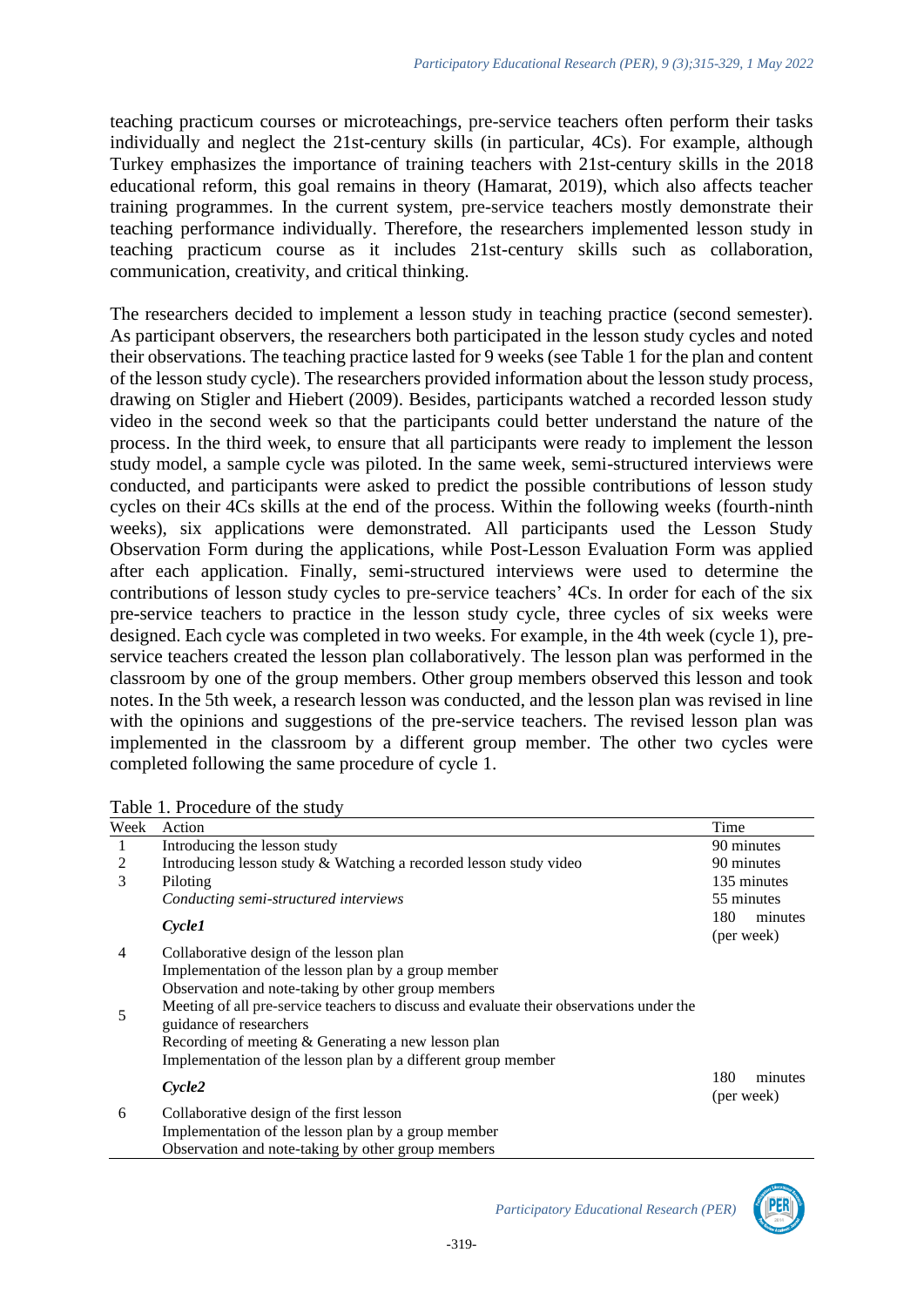teaching practicum courses or microteachings, pre-service teachers often perform their tasks individually and neglect the 21st-century skills (in particular, 4Cs). For example, although Turkey emphasizes the importance of training teachers with 21st-century skills in the 2018 educational reform, this goal remains in theory (Hamarat, 2019), which also affects teacher training programmes. In the current system, pre-service teachers mostly demonstrate their teaching performance individually. Therefore, the researchers implemented lesson study in teaching practicum course as it includes 21st-century skills such as collaboration, communication, creativity, and critical thinking.

The researchers decided to implement a lesson study in teaching practice (second semester). As participant observers, the researchers both participated in the lesson study cycles and noted their observations. The teaching practice lasted for 9 weeks (see Table 1 for the plan and content of the lesson study cycle). The researchers provided information about the lesson study process, drawing on Stigler and Hiebert (2009). Besides, participants watched a recorded lesson study video in the second week so that the participants could better understand the nature of the process. In the third week, to ensure that all participants were ready to implement the lesson study model, a sample cycle was piloted. In the same week, semi-structured interviews were conducted, and participants were asked to predict the possible contributions of lesson study cycles on their 4Cs skills at the end of the process. Within the following weeks (fourth-ninth weeks), six applications were demonstrated. All participants used the Lesson Study Observation Form during the applications, while Post-Lesson Evaluation Form was applied after each application. Finally, semi-structured interviews were used to determine the contributions of lesson study cycles to pre-service teachers' 4Cs. In order for each of the six pre-service teachers to practice in the lesson study cycle, three cycles of six weeks were designed. Each cycle was completed in two weeks. For example, in the 4th week (cycle 1), pre-service teachers created the lesson plan collaboratively. The lesson plan was performed in the classroom by one of the group members. Other group members observed this lesson and took notes. In the 5th week, a research lesson was conducted, and the lesson plan was revised in line with the opinions and suggestions of the pre-service teachers. The revised lesson plan was implemented in the classroom by a different group member. The other two cycles were completed following the same procedure of cycle 1.

Table 1. Procedure of the study

| Week | Action | Time |
|---|---|---|
| 1 | Introducing the lesson study | 90 minutes |
| 2 | Introducing lesson study & Watching a recorded lesson study video | 90 minutes |
| 3 | Piloting | 135 minutes |
| | *Conducting semi-structured interviews* | 55 minutes |
| | ***Cycle1*** | 180 minutes (per week) |
| 4 | Collaborative design of the lesson plan<br>Implementation of the lesson plan by a group member<br>Observation and note-taking by other group members | |
| 5 | Meeting of all pre-service teachers to discuss and evaluate their observations under the guidance of researchers<br>Recording of meeting & Generating a new lesson plan<br>Implementation of the lesson plan by a different group member | |
| | ***Cycle2*** | 180 minutes (per week) |
| 6 | Collaborative design of the first lesson<br>Implementation of the lesson plan by a group member<br>Observation and note-taking by other group members | |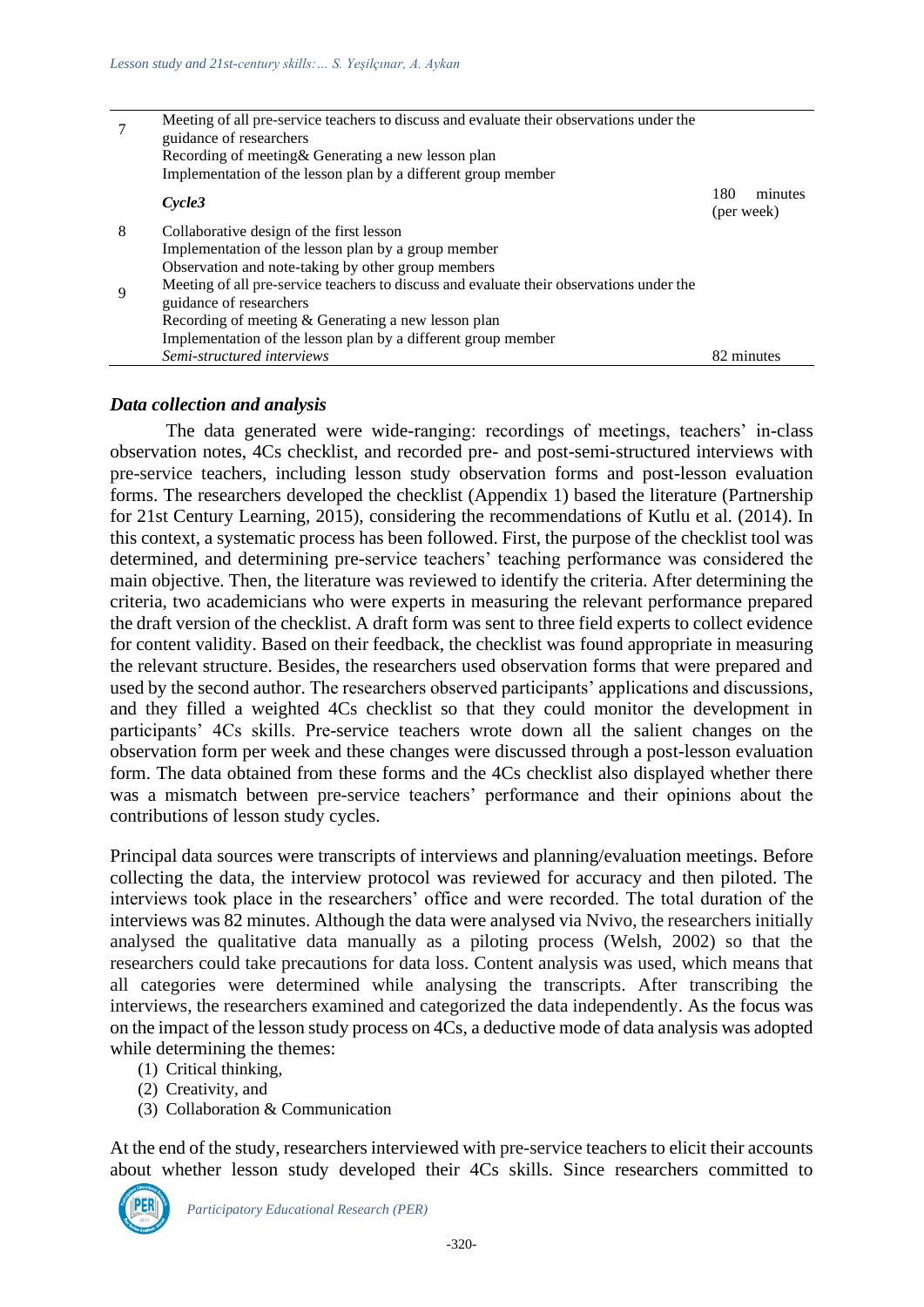| | | |
|---|---|---|
| 7 | Meeting of all pre-service teachers to discuss and evaluate their observations under the guidance of researchers<br>Recording of meeting& Generating a new lesson plan<br>Implementation of the lesson plan by a different group member | |
| | ***Cycle3*** | 180 minutes (per week) |
| 8 | Collaborative design of the first lesson<br>Implementation of the lesson plan by a group member<br>Observation and note-taking by other group members | |
| 9 | Meeting of all pre-service teachers to discuss and evaluate their observations under the guidance of researchers<br>Recording of meeting & Generating a new lesson plan<br>Implementation of the lesson plan by a different group member | |
| | *Semi-structured interviews* | 82 minutes |

### *Data collection and analysis*

The data generated were wide-ranging: recordings of meetings, teachers' in-class observation notes, 4Cs checklist, and recorded pre- and post-semi-structured interviews with pre-service teachers, including lesson study observation forms and post-lesson evaluation forms. The researchers developed the checklist (Appendix 1) based the literature (Partnership for 21st Century Learning, 2015), considering the recommendations of Kutlu et al. (2014). In this context, a systematic process has been followed. First, the purpose of the checklist tool was determined, and determining pre-service teachers' teaching performance was considered the main objective. Then, the literature was reviewed to identify the criteria. After determining the criteria, two academicians who were experts in measuring the relevant performance prepared the draft version of the checklist. A draft form was sent to three field experts to collect evidence for content validity. Based on their feedback, the checklist was found appropriate in measuring the relevant structure. Besides, the researchers used observation forms that were prepared and used by the second author. The researchers observed participants' applications and discussions, and they filled a weighted 4Cs checklist so that they could monitor the development in participants' 4Cs skills. Pre-service teachers wrote down all the salient changes on the observation form per week and these changes were discussed through a post-lesson evaluation form. The data obtained from these forms and the 4Cs checklist also displayed whether there was a mismatch between pre-service teachers' performance and their opinions about the contributions of lesson study cycles.

Principal data sources were transcripts of interviews and planning/evaluation meetings. Before collecting the data, the interview protocol was reviewed for accuracy and then piloted. The interviews took place in the researchers' office and were recorded. The total duration of the interviews was 82 minutes. Although the data were analysed via Nvivo, the researchers initially analysed the qualitative data manually as a piloting process (Welsh, 2002) so that the researchers could take precautions for data loss. Content analysis was used, which means that all categories were determined while analysing the transcripts. After transcribing the interviews, the researchers examined and categorized the data independently. As the focus was on the impact of the lesson study process on 4Cs, a deductive mode of data analysis was adopted while determining the themes:

(1) Critical thinking,
(2) Creativity, and
(3) Collaboration & Communication

At the end of the study, researchers interviewed with pre-service teachers to elicit their accounts about whether lesson study developed their 4Cs skills. Since researchers committed to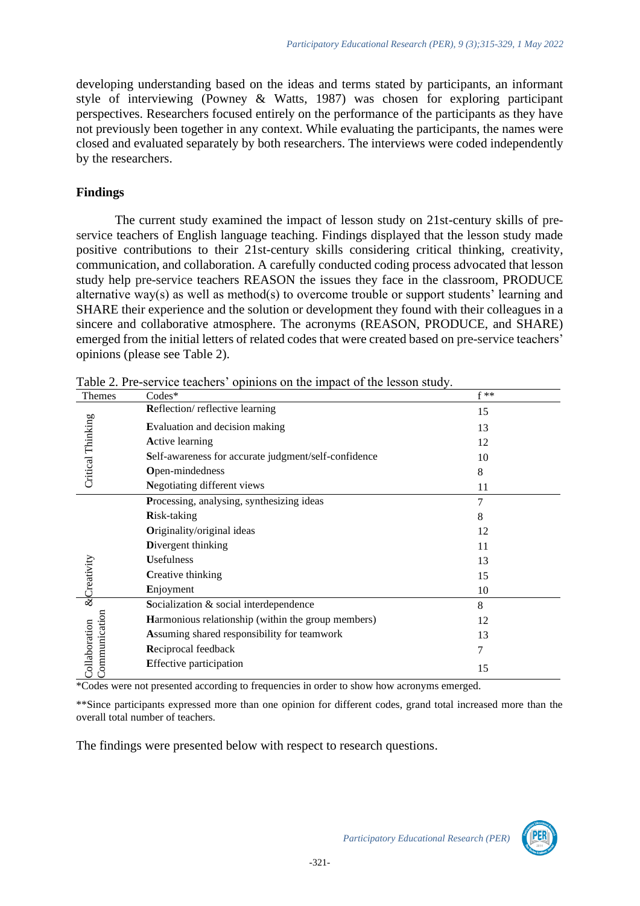developing understanding based on the ideas and terms stated by participants, an informant style of interviewing (Powney & Watts, 1987) was chosen for exploring participant perspectives. Researchers focused entirely on the performance of the participants as they have not previously been together in any context. While evaluating the participants, the names were closed and evaluated separately by both researchers. The interviews were coded independently by the researchers.

## Findings

The current study examined the impact of lesson study on 21st-century skills of pre-service teachers of English language teaching. Findings displayed that the lesson study made positive contributions to their 21st-century skills considering critical thinking, creativity, communication, and collaboration. A carefully conducted coding process advocated that lesson study help pre-service teachers REASON the issues they face in the classroom, PRODUCE alternative way(s) as well as method(s) to overcome trouble or support students' learning and SHARE their experience and the solution or development they found with their colleagues in a sincere and collaborative atmosphere. The acronyms (REASON, PRODUCE, and SHARE) emerged from the initial letters of related codes that were created based on pre-service teachers' opinions (please see Table 2).

Table 2. Pre-service teachers' opinions on the impact of the lesson study.

| Themes | Codes* | f ** |
|---|---|---|
| Critical Thinking | **R**eflection/ reflective learning | 15 |
| | **E**valuation and decision making | 13 |
| | **A**ctive learning | 12 |
| | **S**elf-awareness for accurate judgment/self-confidence | 10 |
| | **O**pen-mindedness | 8 |
| | **N**egotiating different views | 11 |
| Creativity | **P**rocessing, analysing, synthesizing ideas | 7 |
| | **R**isk-taking | 8 |
| | **O**riginality/original ideas | 12 |
| | **D**ivergent thinking | 11 |
| | **U**sefulness | 13 |
| | **C**reative thinking | 15 |
| | **E**njoyment | 10 |
| Collaboration & Communication | **S**ocialization & social interdependence | 8 |
| | **H**armonious relationship (within the group members) | 12 |
| | **A**ssuming shared responsibility for teamwork | 13 |
| | **R**eciprocal feedback | 7 |
| | **E**ffective participation | 15 |

*Codes were not presented according to frequencies in order to show how acronyms emerged.

**Since participants expressed more than one opinion for different codes, grand total increased more than the overall total number of teachers.

The findings were presented below with respect to research questions.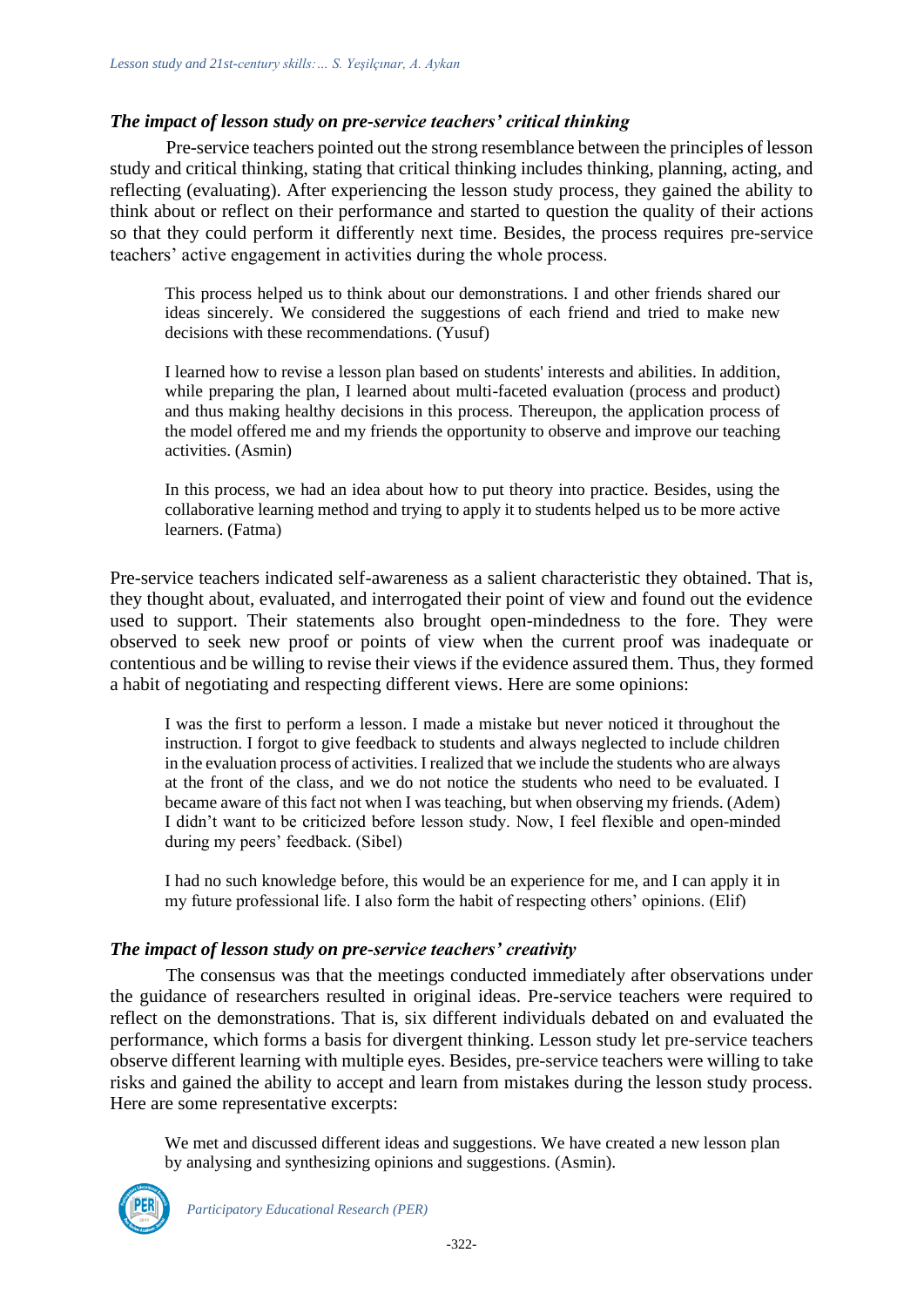### *The impact of lesson study on pre-service teachers' critical thinking*

Pre-service teachers pointed out the strong resemblance between the principles of lesson study and critical thinking, stating that critical thinking includes thinking, planning, acting, and reflecting (evaluating). After experiencing the lesson study process, they gained the ability to think about or reflect on their performance and started to question the quality of their actions so that they could perform it differently next time. Besides, the process requires pre-service teachers' active engagement in activities during the whole process.

> This process helped us to think about our demonstrations. I and other friends shared our ideas sincerely. We considered the suggestions of each friend and tried to make new decisions with these recommendations. (Yusuf)

> I learned how to revise a lesson plan based on students' interests and abilities. In addition, while preparing the plan, I learned about multi-faceted evaluation (process and product) and thus making healthy decisions in this process. Thereupon, the application process of the model offered me and my friends the opportunity to observe and improve our teaching activities. (Asmin)

> In this process, we had an idea about how to put theory into practice. Besides, using the collaborative learning method and trying to apply it to students helped us to be more active learners. (Fatma)

Pre-service teachers indicated self-awareness as a salient characteristic they obtained. That is, they thought about, evaluated, and interrogated their point of view and found out the evidence used to support. Their statements also brought open-mindedness to the fore. They were observed to seek new proof or points of view when the current proof was inadequate or contentious and be willing to revise their views if the evidence assured them. Thus, they formed a habit of negotiating and respecting different views. Here are some opinions:

> I was the first to perform a lesson. I made a mistake but never noticed it throughout the instruction. I forgot to give feedback to students and always neglected to include children in the evaluation process of activities. I realized that we include the students who are always at the front of the class, and we do not notice the students who need to be evaluated. I became aware of this fact not when I was teaching, but when observing my friends. (Adem)
> I didn't want to be criticized before lesson study. Now, I feel flexible and open-minded during my peers' feedback. (Sibel)

> I had no such knowledge before, this would be an experience for me, and I can apply it in my future professional life. I also form the habit of respecting others' opinions. (Elif)

### *The impact of lesson study on pre-service teachers' creativity*

The consensus was that the meetings conducted immediately after observations under the guidance of researchers resulted in original ideas. Pre-service teachers were required to reflect on the demonstrations. That is, six different individuals debated on and evaluated the performance, which forms a basis for divergent thinking. Lesson study let pre-service teachers observe different learning with multiple eyes. Besides, pre-service teachers were willing to take risks and gained the ability to accept and learn from mistakes during the lesson study process. Here are some representative excerpts:

> We met and discussed different ideas and suggestions. We have created a new lesson plan by analysing and synthesizing opinions and suggestions. (Asmin).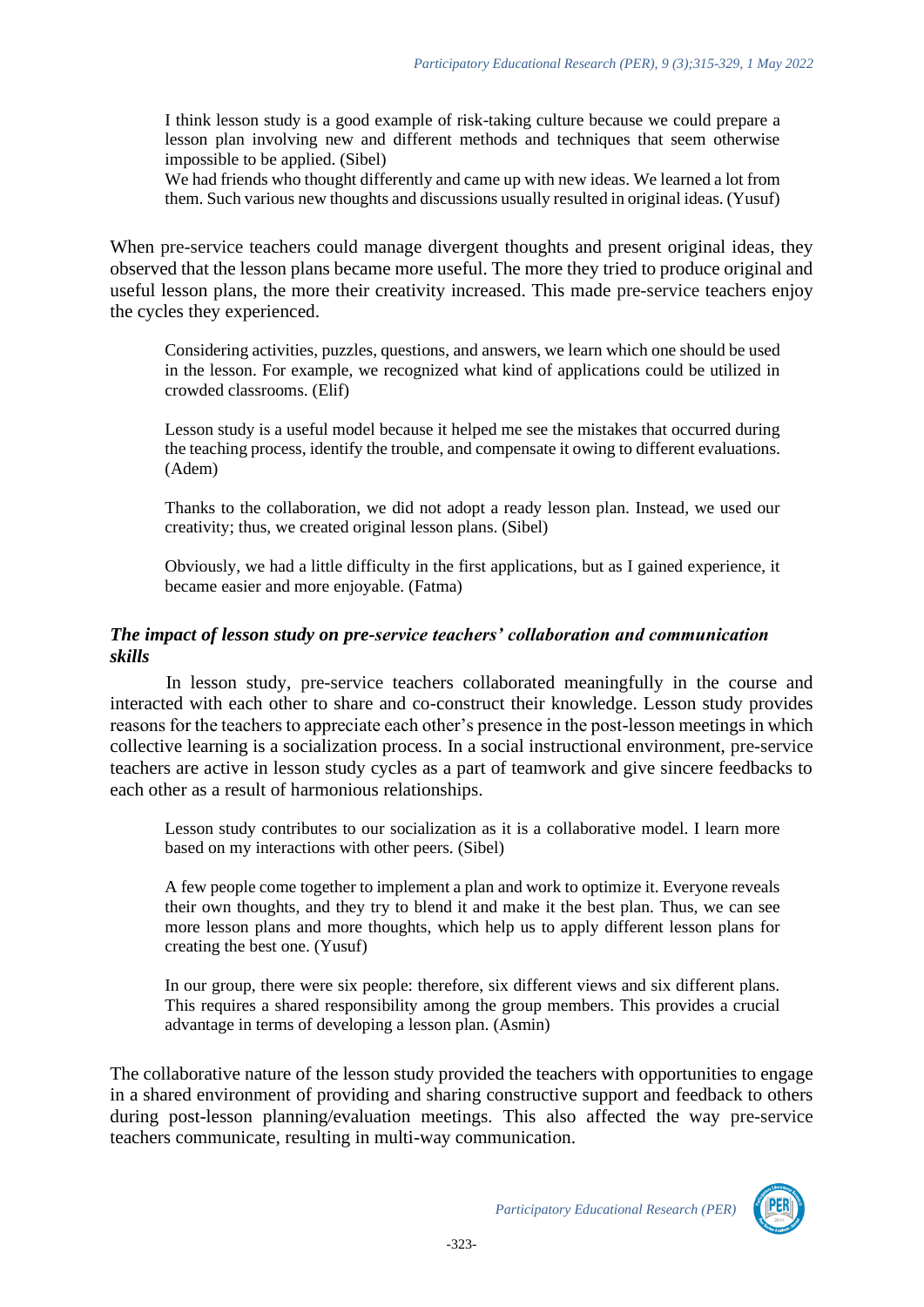> I think lesson study is a good example of risk-taking culture because we could prepare a lesson plan involving new and different methods and techniques that seem otherwise impossible to be applied. (Sibel)
> We had friends who thought differently and came up with new ideas. We learned a lot from them. Such various new thoughts and discussions usually resulted in original ideas. (Yusuf)

When pre-service teachers could manage divergent thoughts and present original ideas, they observed that the lesson plans became more useful. The more they tried to produce original and useful lesson plans, the more their creativity increased. This made pre-service teachers enjoy the cycles they experienced.

> Considering activities, puzzles, questions, and answers, we learn which one should be used in the lesson. For example, we recognized what kind of applications could be utilized in crowded classrooms. (Elif)

> Lesson study is a useful model because it helped me see the mistakes that occurred during the teaching process, identify the trouble, and compensate it owing to different evaluations. (Adem)

> Thanks to the collaboration, we did not adopt a ready lesson plan. Instead, we used our creativity; thus, we created original lesson plans. (Sibel)

> Obviously, we had a little difficulty in the first applications, but as I gained experience, it became easier and more enjoyable. (Fatma)

### *The impact of lesson study on pre-service teachers' collaboration and communication skills*

In lesson study, pre-service teachers collaborated meaningfully in the course and interacted with each other to share and co-construct their knowledge. Lesson study provides reasons for the teachers to appreciate each other's presence in the post-lesson meetings in which collective learning is a socialization process. In a social instructional environment, pre-service teachers are active in lesson study cycles as a part of teamwork and give sincere feedbacks to each other as a result of harmonious relationships.

> Lesson study contributes to our socialization as it is a collaborative model. I learn more based on my interactions with other peers. (Sibel)

> A few people come together to implement a plan and work to optimize it. Everyone reveals their own thoughts, and they try to blend it and make it the best plan. Thus, we can see more lesson plans and more thoughts, which help us to apply different lesson plans for creating the best one. (Yusuf)

> In our group, there were six people: therefore, six different views and six different plans. This requires a shared responsibility among the group members. This provides a crucial advantage in terms of developing a lesson plan. (Asmin)

The collaborative nature of the lesson study provided the teachers with opportunities to engage in a shared environment of providing and sharing constructive support and feedback to others during post-lesson planning/evaluation meetings. This also affected the way pre-service teachers communicate, resulting in multi-way communication.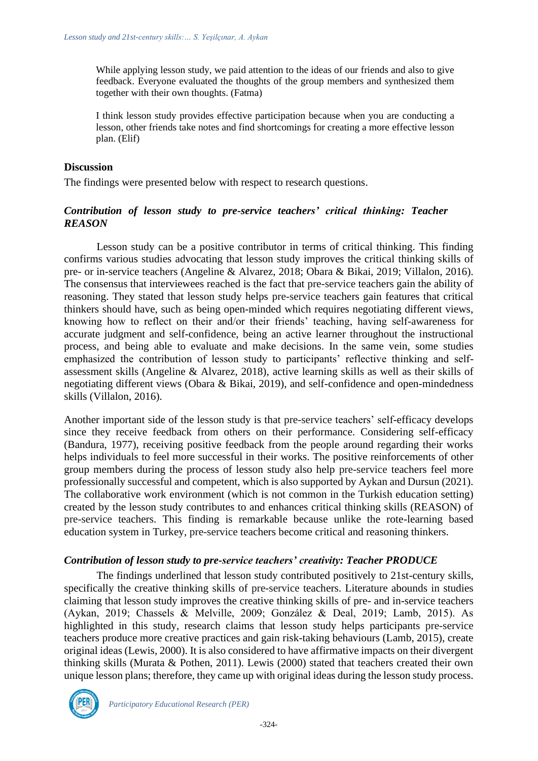> While applying lesson study, we paid attention to the ideas of our friends and also to give feedback. Everyone evaluated the thoughts of the group members and synthesized them together with their own thoughts. (Fatma)

> I think lesson study provides effective participation because when you are conducting a lesson, other friends take notes and find shortcomings for creating a more effective lesson plan. (Elif)

## Discussion

The findings were presented below with respect to research questions.

### *Contribution of lesson study to pre-service teachers' critical thinking: Teacher REASON*

Lesson study can be a positive contributor in terms of critical thinking. This finding confirms various studies advocating that lesson study improves the critical thinking skills of pre- or in-service teachers (Angeline & Alvarez, 2018; Obara & Bikai, 2019; Villalon, 2016). The consensus that interviewees reached is the fact that pre-service teachers gain the ability of reasoning. They stated that lesson study helps pre-service teachers gain features that critical thinkers should have, such as being open-minded which requires negotiating different views, knowing how to reflect on their and/or their friends' teaching, having self-awareness for accurate judgment and self-confidence, being an active learner throughout the instructional process, and being able to evaluate and make decisions. In the same vein, some studies emphasized the contribution of lesson study to participants' reflective thinking and self-assessment skills (Angeline & Alvarez, 2018), active learning skills as well as their skills of negotiating different views (Obara & Bikai, 2019), and self-confidence and open-mindedness skills (Villalon, 2016).

Another important side of the lesson study is that pre-service teachers' self-efficacy develops since they receive feedback from others on their performance. Considering self-efficacy (Bandura, 1977), receiving positive feedback from the people around regarding their works helps individuals to feel more successful in their works. The positive reinforcements of other group members during the process of lesson study also help pre-service teachers feel more professionally successful and competent, which is also supported by Aykan and Dursun (2021). The collaborative work environment (which is not common in the Turkish education setting) created by the lesson study contributes to and enhances critical thinking skills (REASON) of pre-service teachers. This finding is remarkable because unlike the rote-learning based education system in Turkey, pre-service teachers become critical and reasoning thinkers.

### *Contribution of lesson study to pre-service teachers' creativity: Teacher PRODUCE*

The findings underlined that lesson study contributed positively to 21st-century skills, specifically the creative thinking skills of pre-service teachers. Literature abounds in studies claiming that lesson study improves the creative thinking skills of pre- and in-service teachers (Aykan, 2019; Chassels & Melville, 2009; González & Deal, 2019; Lamb, 2015). As highlighted in this study, research claims that lesson study helps participants pre-service teachers produce more creative practices and gain risk-taking behaviours (Lamb, 2015), create original ideas (Lewis, 2000). It is also considered to have affirmative impacts on their divergent thinking skills (Murata & Pothen, 2011). Lewis (2000) stated that teachers created their own unique lesson plans; therefore, they came up with original ideas during the lesson study process.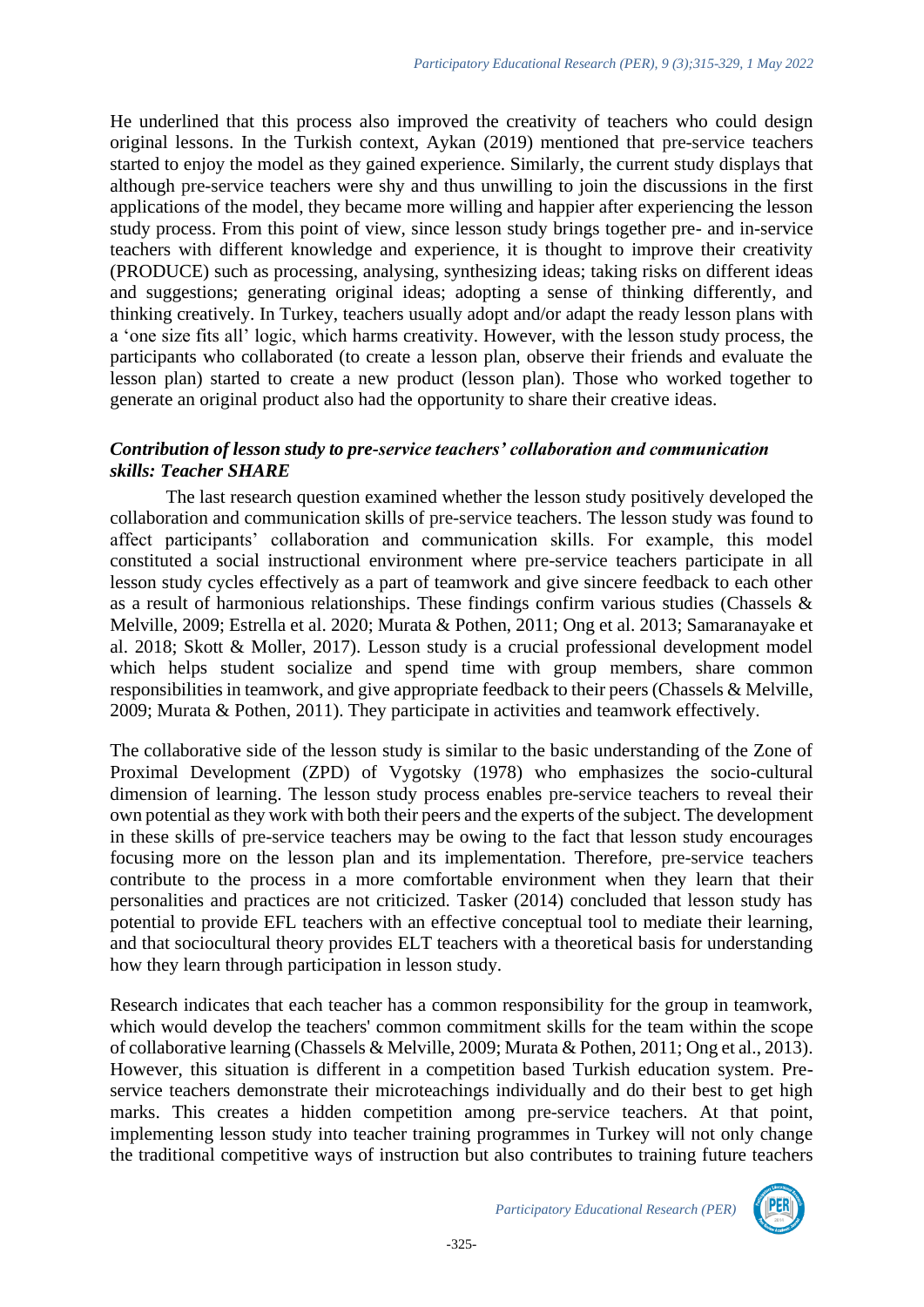He underlined that this process also improved the creativity of teachers who could design original lessons. In the Turkish context, Aykan (2019) mentioned that pre-service teachers started to enjoy the model as they gained experience. Similarly, the current study displays that although pre-service teachers were shy and thus unwilling to join the discussions in the first applications of the model, they became more willing and happier after experiencing the lesson study process. From this point of view, since lesson study brings together pre- and in-service teachers with different knowledge and experience, it is thought to improve their creativity (PRODUCE) such as processing, analysing, synthesizing ideas; taking risks on different ideas and suggestions; generating original ideas; adopting a sense of thinking differently, and thinking creatively. In Turkey, teachers usually adopt and/or adapt the ready lesson plans with a 'one size fits all' logic, which harms creativity. However, with the lesson study process, the participants who collaborated (to create a lesson plan, observe their friends and evaluate the lesson plan) started to create a new product (lesson plan). Those who worked together to generate an original product also had the opportunity to share their creative ideas.

### *Contribution of lesson study to pre-service teachers' collaboration and communication skills: Teacher SHARE*

The last research question examined whether the lesson study positively developed the collaboration and communication skills of pre-service teachers. The lesson study was found to affect participants' collaboration and communication skills. For example, this model constituted a social instructional environment where pre-service teachers participate in all lesson study cycles effectively as a part of teamwork and give sincere feedback to each other as a result of harmonious relationships. These findings confirm various studies (Chassels & Melville, 2009; Estrella et al. 2020; Murata & Pothen, 2011; Ong et al. 2013; Samaranayake et al. 2018; Skott & Moller, 2017). Lesson study is a crucial professional development model which helps student socialize and spend time with group members, share common responsibilities in teamwork, and give appropriate feedback to their peers (Chassels & Melville, 2009; Murata & Pothen, 2011). They participate in activities and teamwork effectively.

The collaborative side of the lesson study is similar to the basic understanding of the Zone of Proximal Development (ZPD) of Vygotsky (1978) who emphasizes the socio-cultural dimension of learning. The lesson study process enables pre-service teachers to reveal their own potential as they work with both their peers and the experts of the subject. The development in these skills of pre-service teachers may be owing to the fact that lesson study encourages focusing more on the lesson plan and its implementation. Therefore, pre-service teachers contribute to the process in a more comfortable environment when they learn that their personalities and practices are not criticized. Tasker (2014) concluded that lesson study has potential to provide EFL teachers with an effective conceptual tool to mediate their learning, and that sociocultural theory provides ELT teachers with a theoretical basis for understanding how they learn through participation in lesson study.

Research indicates that each teacher has a common responsibility for the group in teamwork, which would develop the teachers' common commitment skills for the team within the scope of collaborative learning (Chassels & Melville, 2009; Murata & Pothen, 2011; Ong et al., 2013). However, this situation is different in a competition based Turkish education system. Pre-service teachers demonstrate their microteachings individually and do their best to get high marks. This creates a hidden competition among pre-service teachers. At that point, implementing lesson study into teacher training programmes in Turkey will not only change the traditional competitive ways of instruction but also contributes to training future teachers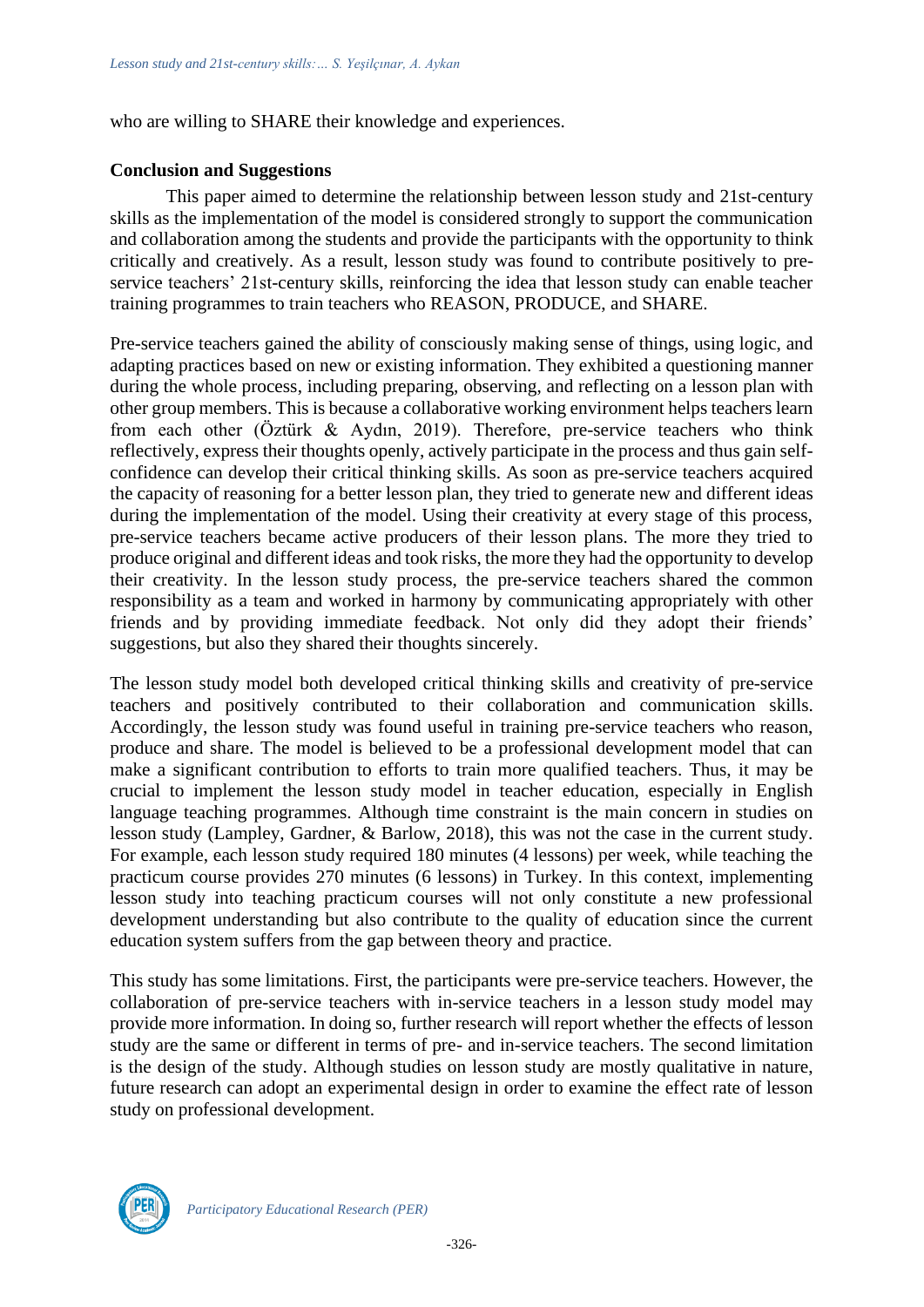who are willing to SHARE their knowledge and experiences.

**Conclusion and Suggestions**

This paper aimed to determine the relationship between lesson study and 21st-century skills as the implementation of the model is considered strongly to support the communication and collaboration among the students and provide the participants with the opportunity to think critically and creatively. As a result, lesson study was found to contribute positively to pre-service teachers' 21st-century skills, reinforcing the idea that lesson study can enable teacher training programmes to train teachers who REASON, PRODUCE, and SHARE.

Pre-service teachers gained the ability of consciously making sense of things, using logic, and adapting practices based on new or existing information. They exhibited a questioning manner during the whole process, including preparing, observing, and reflecting on a lesson plan with other group members. This is because a collaborative working environment helps teachers learn from each other (Öztürk & Aydın, 2019). Therefore, pre-service teachers who think reflectively, express their thoughts openly, actively participate in the process and thus gain self-confidence can develop their critical thinking skills. As soon as pre-service teachers acquired the capacity of reasoning for a better lesson plan, they tried to generate new and different ideas during the implementation of the model. Using their creativity at every stage of this process, pre-service teachers became active producers of their lesson plans. The more they tried to produce original and different ideas and took risks, the more they had the opportunity to develop their creativity. In the lesson study process, the pre-service teachers shared the common responsibility as a team and worked in harmony by communicating appropriately with other friends and by providing immediate feedback. Not only did they adopt their friends' suggestions, but also they shared their thoughts sincerely.

The lesson study model both developed critical thinking skills and creativity of pre-service teachers and positively contributed to their collaboration and communication skills. Accordingly, the lesson study was found useful in training pre-service teachers who reason, produce and share. The model is believed to be a professional development model that can make a significant contribution to efforts to train more qualified teachers. Thus, it may be crucial to implement the lesson study model in teacher education, especially in English language teaching programmes. Although time constraint is the main concern in studies on lesson study (Lampley, Gardner, & Barlow, 2018), this was not the case in the current study. For example, each lesson study required 180 minutes (4 lessons) per week, while teaching the practicum course provides 270 minutes (6 lessons) in Turkey. In this context, implementing lesson study into teaching practicum courses will not only constitute a new professional development understanding but also contribute to the quality of education since the current education system suffers from the gap between theory and practice.

This study has some limitations. First, the participants were pre-service teachers. However, the collaboration of pre-service teachers with in-service teachers in a lesson study model may provide more information. In doing so, further research will report whether the effects of lesson study are the same or different in terms of pre- and in-service teachers. The second limitation is the design of the study. Although studies on lesson study are mostly qualitative in nature, future research can adopt an experimental design in order to examine the effect rate of lesson study on professional development.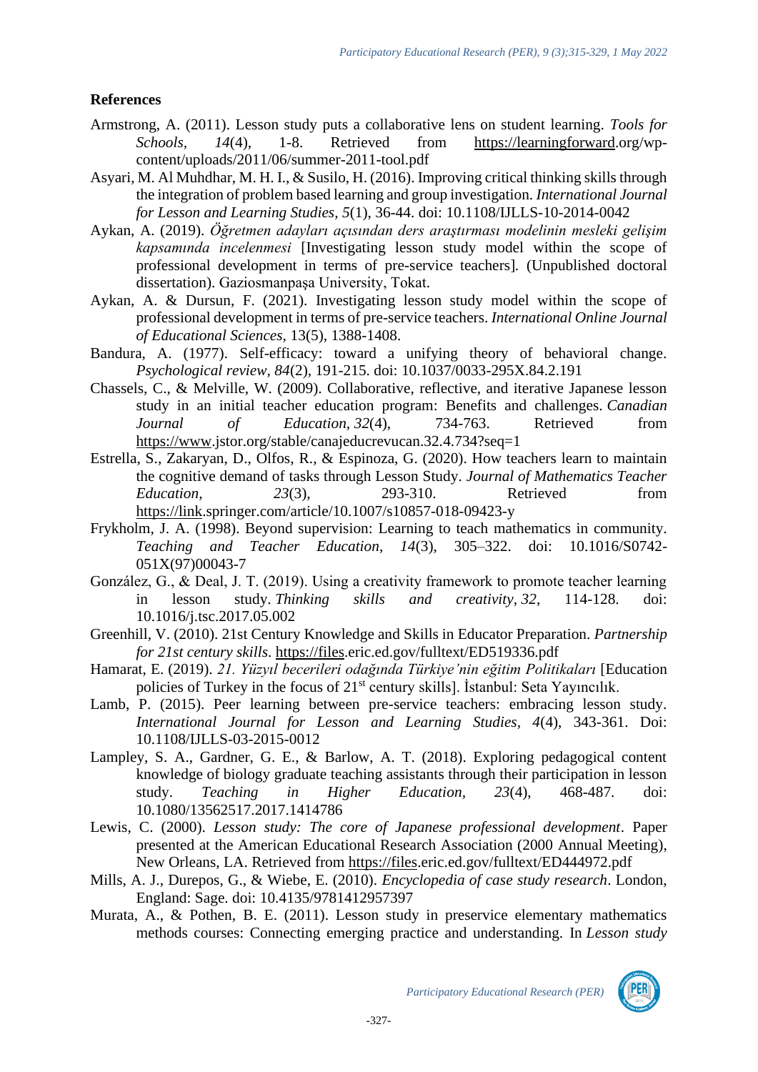## References

Armstrong, A. (2011). Lesson study puts a collaborative lens on student learning. *Tools for Schools, 14*(4), 1-8. Retrieved from https://learningforward.org/wp-content/uploads/2011/06/summer-2011-tool.pdf

Asyari, M. Al Muhdhar, M. H. I., & Susilo, H. (2016). Improving critical thinking skills through the integration of problem based learning and group investigation. *International Journal for Lesson and Learning Studies, 5*(1), 36-44. doi: 10.1108/IJLLS-10-2014-0042

Aykan, A. (2019). *Öğretmen adayları açısından ders araştırması modelinin mesleki gelişim kapsamında incelenmesi* [Investigating lesson study model within the scope of professional development in terms of pre-service teachers]. (Unpublished doctoral dissertation). Gaziosmanpaşa University, Tokat.

Aykan, A. & Dursun, F. (2021). Investigating lesson study model within the scope of professional development in terms of pre-service teachers. *International Online Journal of Educational Sciences*, 13(5), 1388-1408.

Bandura, A. (1977). Self-efficacy: toward a unifying theory of behavioral change. *Psychological review, 84*(2), 191-215. doi: 10.1037/0033-295X.84.2.191

Chassels, C., & Melville, W. (2009). Collaborative, reflective, and iterative Japanese lesson study in an initial teacher education program: Benefits and challenges. *Canadian Journal of Education, 32*(4), 734-763. Retrieved from https://www.jstor.org/stable/canajeducrevucan.32.4.734?seq=1

Estrella, S., Zakaryan, D., Olfos, R., & Espinoza, G. (2020). How teachers learn to maintain the cognitive demand of tasks through Lesson Study. *Journal of Mathematics Teacher Education, 23*(3), 293-310. Retrieved from https://link.springer.com/article/10.1007/s10857-018-09423-y

Frykholm, J. A. (1998). Beyond supervision: Learning to teach mathematics in community. *Teaching and Teacher Education, 14*(3), 305–322. doi: 10.1016/S0742-051X(97)00043-7

González, G., & Deal, J. T. (2019). Using a creativity framework to promote teacher learning in lesson study. *Thinking skills and creativity, 32*, 114-128. doi: 10.1016/j.tsc.2017.05.002

Greenhill, V. (2010). 21st Century Knowledge and Skills in Educator Preparation. *Partnership for 21st century skills*. https://files.eric.ed.gov/fulltext/ED519336.pdf

Hamarat, E. (2019). *21. Yüzyıl becerileri odağında Türkiye'nin eğitim Politikaları* [Education policies of Turkey in the focus of 21st century skills]. İstanbul: Seta Yayıncılık.

Lamb, P. (2015). Peer learning between pre-service teachers: embracing lesson study. *International Journal for Lesson and Learning Studies, 4*(4), 343-361. Doi: 10.1108/IJLLS-03-2015-0012

Lampley, S. A., Gardner, G. E., & Barlow, A. T. (2018). Exploring pedagogical content knowledge of biology graduate teaching assistants through their participation in lesson study. *Teaching in Higher Education, 23*(4), 468-487. doi: 10.1080/13562517.2017.1414786

Lewis, C. (2000). *Lesson study: The core of Japanese professional development*. Paper presented at the American Educational Research Association (2000 Annual Meeting), New Orleans, LA. Retrieved from https://files.eric.ed.gov/fulltext/ED444972.pdf

Mills, A. J., Durepos, G., & Wiebe, E. (2010). *Encyclopedia of case study research*. London, England: Sage. doi: 10.4135/9781412957397

Murata, A., & Pothen, B. E. (2011). Lesson study in preservice elementary mathematics methods courses: Connecting emerging practice and understanding. In *Lesson study*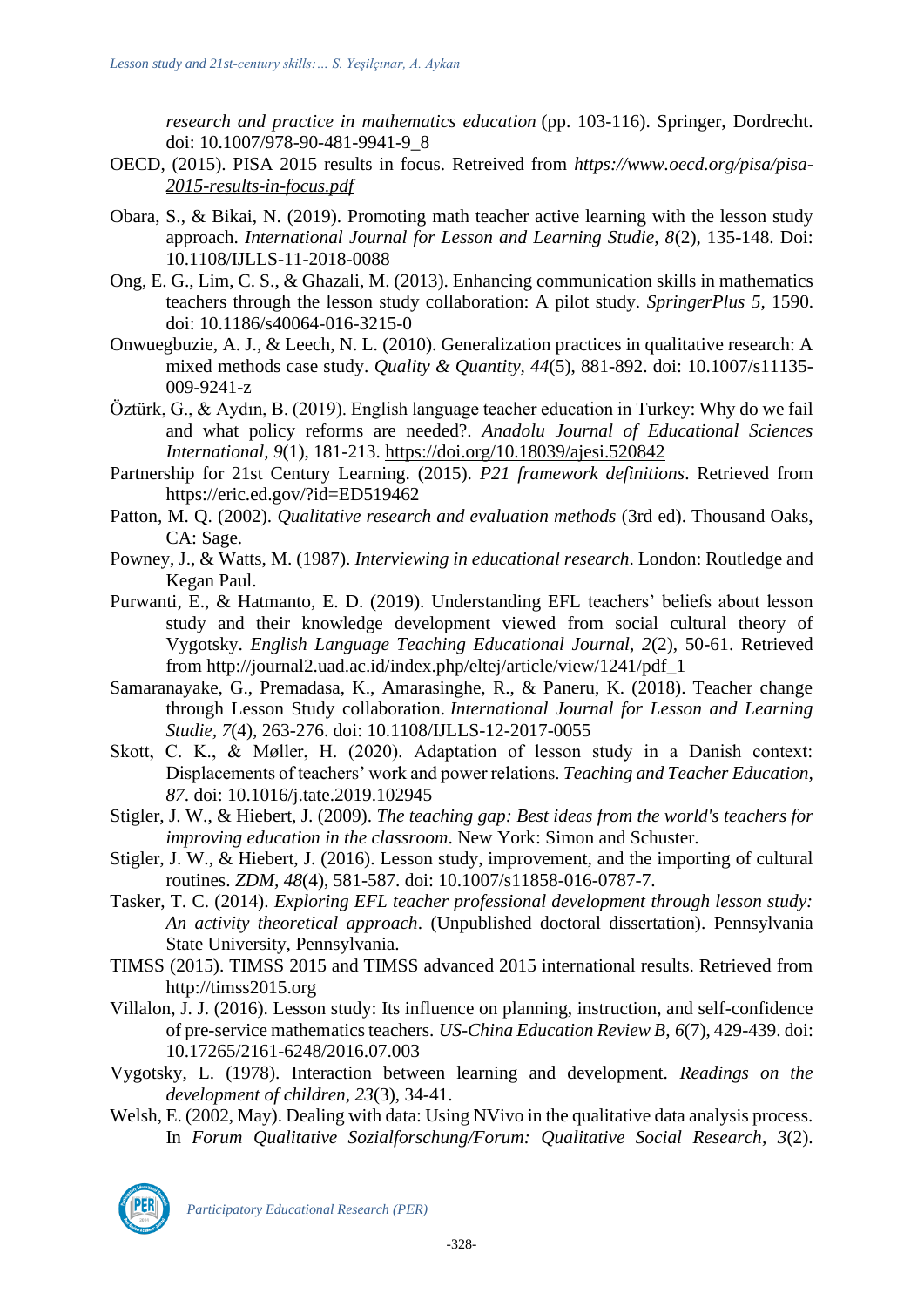*research and practice in mathematics education* (pp. 103-116). Springer, Dordrecht. doi: 10.1007/978-90-481-9941-9_8

OECD, (2015). PISA 2015 results in focus. Retreived from *https://www.oecd.org/pisa/pisa-2015-results-in-focus.pdf*

Obara, S., & Bikai, N. (2019). Promoting math teacher active learning with the lesson study approach. *International Journal for Lesson and Learning Studie*, *8*(2), 135-148. Doi: 10.1108/IJLLS-11-2018-0088

Ong, E. G., Lim, C. S., & Ghazali, M. (2013). Enhancing communication skills in mathematics teachers through the lesson study collaboration: A pilot study. *SpringerPlus 5*, 1590. doi: 10.1186/s40064-016-3215-0

Onwuegbuzie, A. J., & Leech, N. L. (2010). Generalization practices in qualitative research: A mixed methods case study. *Quality & Quantity*, *44*(5), 881-892. doi: 10.1007/s11135-009-9241-z

Öztürk, G., & Aydın, B. (2019). English language teacher education in Turkey: Why do we fail and what policy reforms are needed?. *Anadolu Journal of Educational Sciences International*, *9*(1), 181-213. https://doi.org/10.18039/ajesi.520842

Partnership for 21st Century Learning. (2015). *P21 framework definitions*. Retrieved from https://eric.ed.gov/?id=ED519462

Patton, M. Q. (2002). *Qualitative research and evaluation methods* (3rd ed). Thousand Oaks, CA: Sage.

Powney, J., & Watts, M. (1987). *Interviewing in educational research*. London: Routledge and Kegan Paul.

Purwanti, E., & Hatmanto, E. D. (2019). Understanding EFL teachers' beliefs about lesson study and their knowledge development viewed from social cultural theory of Vygotsky. *English Language Teaching Educational Journal*, *2*(2), 50-61. Retrieved from http://journal2.uad.ac.id/index.php/eltej/article/view/1241/pdf_1

Samaranayake, G., Premadasa, K., Amarasinghe, R., & Paneru, K. (2018). Teacher change through Lesson Study collaboration. *International Journal for Lesson and Learning Studie, 7*(4), 263-276. doi: 10.1108/IJLLS-12-2017-0055

Skott, C. K., & Møller, H. (2020). Adaptation of lesson study in a Danish context: Displacements of teachers' work and power relations. *Teaching and Teacher Education, 87*. doi: 10.1016/j.tate.2019.102945

Stigler, J. W., & Hiebert, J. (2009). *The teaching gap: Best ideas from the world's teachers for improving education in the classroom*. New York: Simon and Schuster.

Stigler, J. W., & Hiebert, J. (2016). Lesson study, improvement, and the importing of cultural routines. *ZDM, 48*(4), 581-587. doi: 10.1007/s11858-016-0787-7.

Tasker, T. C. (2014). *Exploring EFL teacher professional development through lesson study: An activity theoretical approach*. (Unpublished doctoral dissertation). Pennsylvania State University, Pennsylvania.

TIMSS (2015). TIMSS 2015 and TIMSS advanced 2015 international results. Retrieved from http://timss2015.org

Villalon, J. J. (2016). Lesson study: Its influence on planning, instruction, and self-confidence of pre-service mathematics teachers. *US-China Education Review B, 6*(7), 429-439. doi: 10.17265/2161-6248/2016.07.003

Vygotsky, L. (1978). Interaction between learning and development. *Readings on the development of children, 23*(3), 34-41.

Welsh, E. (2002, May). Dealing with data: Using NVivo in the qualitative data analysis process. In *Forum Qualitative Sozialforschung/Forum: Qualitative Social Research, 3*(2).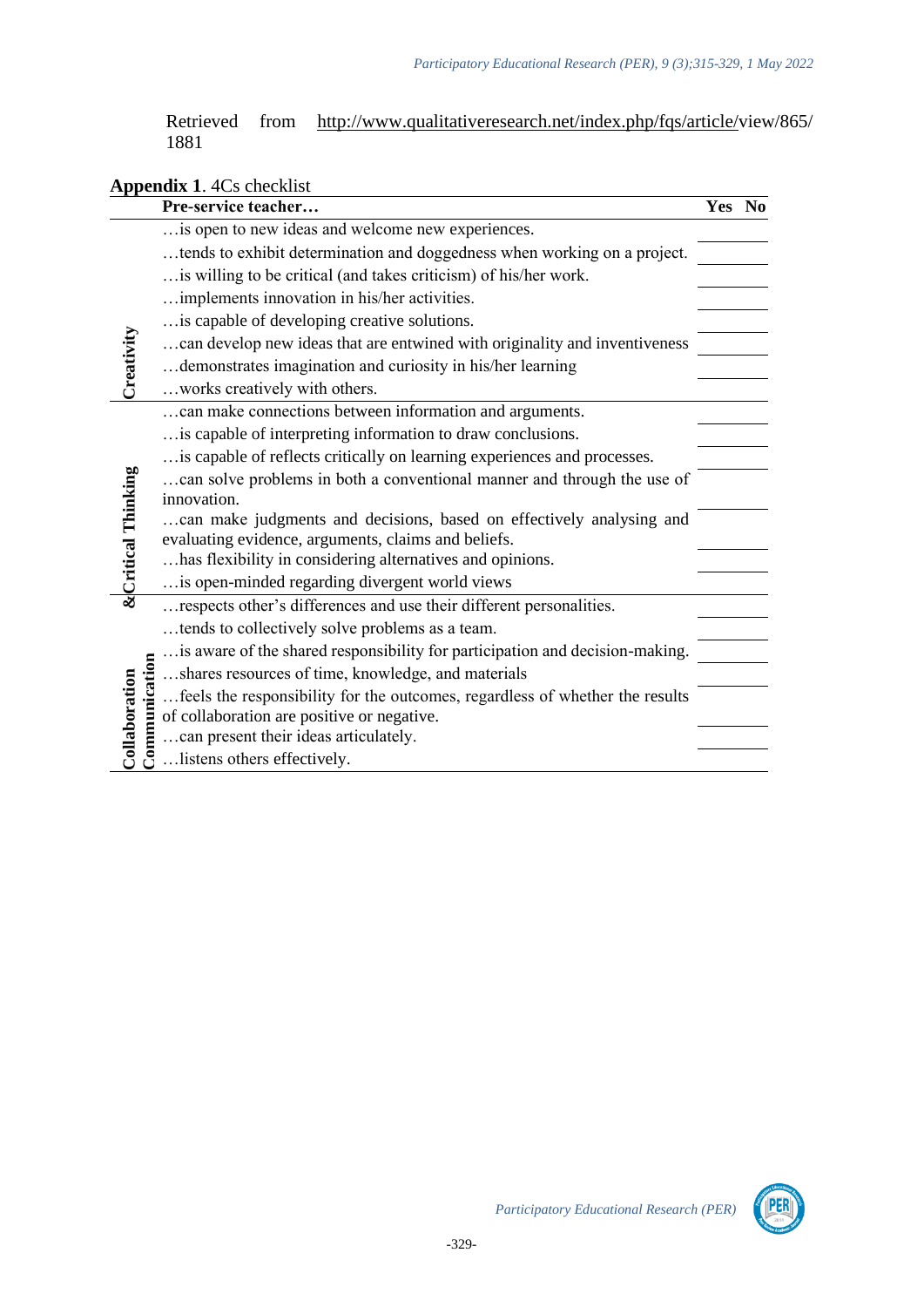Retrieved from http://www.qualitativeresearch.net/index.php/fqs/article/view/865/1881

**Appendix 1**. 4Cs checklist

| | Pre-service teacher… | Yes | No |
|---|---|---|---|
| Creativity | …is open to new ideas and welcome new experiences. | | |
| | …tends to exhibit determination and doggedness when working on a project. | | |
| | …is willing to be critical (and takes criticism) of his/her work. | | |
| | …implements innovation in his/her activities. | | |
| | …is capable of developing creative solutions. | | |
| | …can develop new ideas that are entwined with originality and inventiveness | | |
| | …demonstrates imagination and curiosity in his/her learning | | |
| | …works creatively with others. | | |
| &Critical Thinking | …can make connections between information and arguments. | | |
| | …is capable of interpreting information to draw conclusions. | | |
| | …is capable of reflects critically on learning experiences and processes. | | |
| | …can solve problems in both a conventional manner and through the use of innovation. | | |
| | …can make judgments and decisions, based on effectively analysing and evaluating evidence, arguments, claims and beliefs. | | |
| | …has flexibility in considering alternatives and opinions. | | |
| | …is open-minded regarding divergent world views | | |
| Collaboration Communication | …respects other's differences and use their different personalities. | | |
| | …tends to collectively solve problems as a team. | | |
| | …is aware of the shared responsibility for participation and decision-making. | | |
| | …shares resources of time, knowledge, and materials | | |
| | …feels the responsibility for the outcomes, regardless of whether the results of collaboration are positive or negative. | | |
| | …can present their ideas articulately. | | |
| | …listens others effectively. | | |